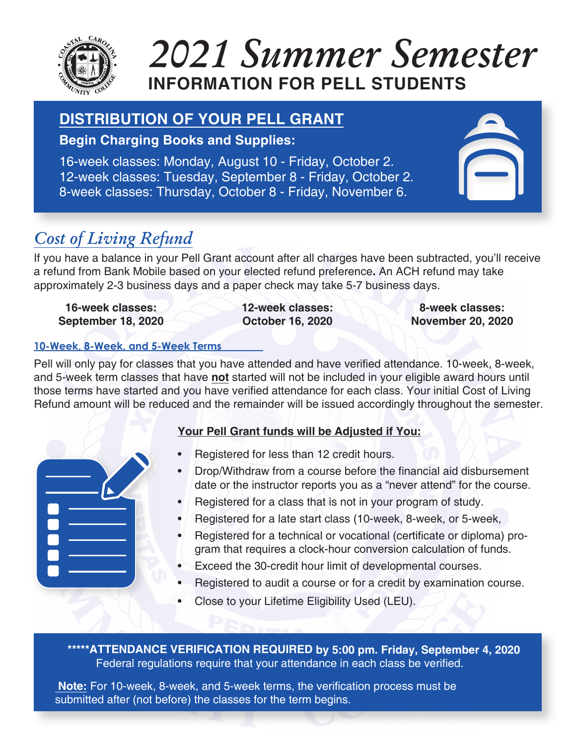# 2021 Summer Semester

## INFORMATION FOR PELL STUDENTS

## DISTRIBUTION OF YOUR PELL GRANT

**Begin Charging Books and Supplies:**

16-week classes: Monday, August 10 - Friday, October 2.
12-week classes: Tuesday, September 8 - Friday, October 2.
8-week classes: Thursday, October 8 - Friday, November 6.

## *Cost of Living Refund*

If you have a balance in your Pell Grant account after all charges have been subtracted, you'll receive a refund from Bank Mobile based on your elected refund preference**.** An ACH refund may take approximately 2-3 business days and a paper check may take 5-7 business days.

| 16-week classes: | 12-week classes: | 8-week classes: |
|---|---|---|
| September 18, 2020 | October 16, 2020 | November 20, 2020 |

### 10-Week, 8-Week, and 5-Week Terms

Pell will only pay for classes that you have attended and have verified attendance. 10-week, 8-week, and 5-week term classes that have **not** started will not be included in your eligible award hours until those terms have started and you have verified attendance for each class. Your initial Cost of Living Refund amount will be reduced and the remainder will be issued accordingly throughout the semester.

**Your Pell Grant funds will be Adjusted if You:**

- Registered for less than 12 credit hours.
- Drop/Withdraw from a course before the financial aid disbursement date or the instructor reports you as a "never attend" for the course.
- Registered for a class that is not in your program of study.
- Registered for a late start class (10-week, 8-week, or 5-week,
- Registered for a technical or vocational (certificate or diploma) program that requires a clock-hour conversion calculation of funds.
- Exceed the 30-credit hour limit of developmental courses.
- Registered to audit a course or for a credit by examination course.
- Close to your Lifetime Eligibility Used (LEU).

**\*\*\*\*\*ATTENDANCE VERIFICATION REQUIRED by 5:00 pm. Friday, September 4, 2020**
Federal regulations require that your attendance in each class be verified.

**Note:** For 10-week, 8-week, and 5-week terms, the verification process must be submitted after (not before) the classes for the term begins.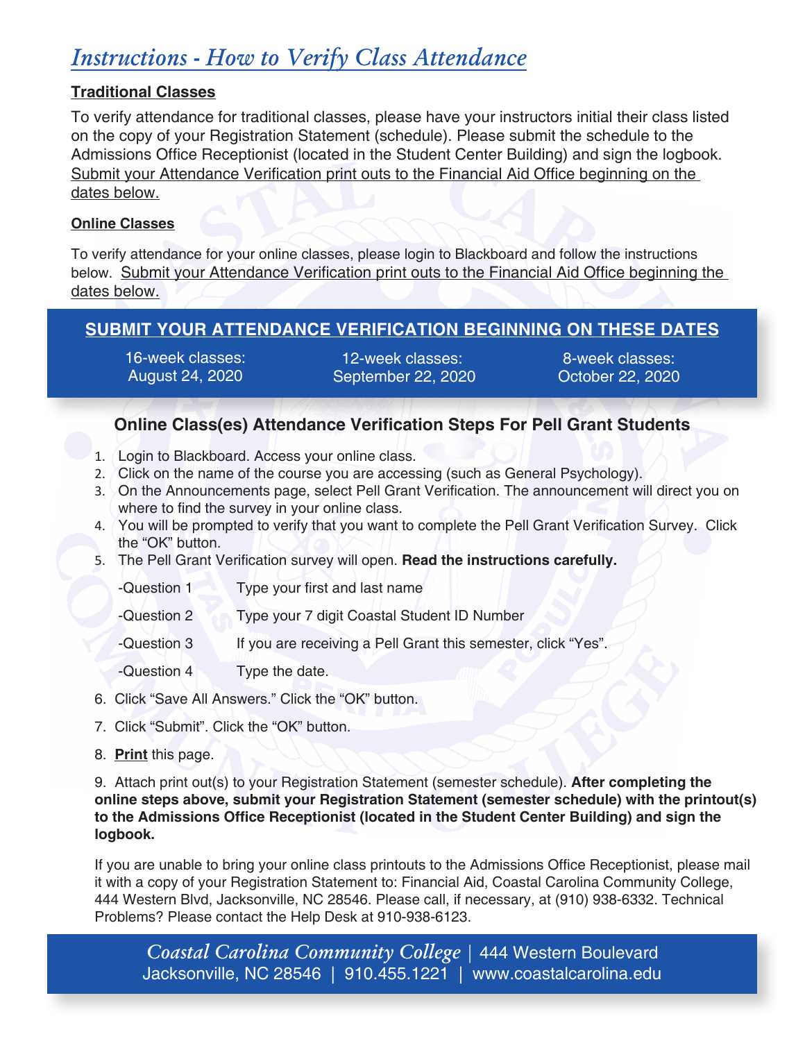# *Instructions - How to Verify Class Attendance*

**Traditional Classes**

To verify attendance for traditional classes, please have your instructors initial their class listed on the copy of your Registration Statement (schedule). Please submit the schedule to the Admissions Office Receptionist (located in the Student Center Building) and sign the logbook. Submit your Attendance Verification print outs to the Financial Aid Office beginning on the dates below.

**Online Classes**

To verify attendance for your online classes, please login to Blackboard and follow the instructions below. Submit your Attendance Verification print outs to the Financial Aid Office beginning the dates below.

## SUBMIT YOUR ATTENDANCE VERIFICATION BEGINNING ON THESE DATES

| 16-week classes: | 12-week classes: | 8-week classes: |
|---|---|---|
| August 24, 2020 | September 22, 2020 | October 22, 2020 |

### Online Class(es) Attendance Verification Steps For Pell Grant Students

1. Login to Blackboard. Access your online class.
2. Click on the name of the course you are accessing (such as General Psychology).
3. On the Announcements page, select Pell Grant Verification. The announcement will direct you on where to find the survey in your online class.
4. You will be prompted to verify that you want to complete the Pell Grant Verification Survey. Click the "OK" button.
5. The Pell Grant Verification survey will open. **Read the instructions carefully.**

   -Question 1 Type your first and last name

   -Question 2 Type your 7 digit Coastal Student ID Number

   -Question 3 If you are receiving a Pell Grant this semester, click "Yes".

   -Question 4 Type the date.

6. Click "Save All Answers." Click the "OK" button.
7. Click "Submit". Click the "OK" button.
8. **Print** this page.
9. Attach print out(s) to your Registration Statement (semester schedule). **After completing the online steps above, submit your Registration Statement (semester schedule) with the printout(s) to the Admissions Office Receptionist (located in the Student Center Building) and sign the logbook.**

If you are unable to bring your online class printouts to the Admissions Office Receptionist, please mail it with a copy of your Registration Statement to: Financial Aid, Coastal Carolina Community College, 444 Western Blvd, Jacksonville, NC 28546. Please call, if necessary, at (910) 938-6332. Technical Problems? Please contact the Help Desk at 910-938-6123.

*Coastal Carolina Community College* | 444 Western Boulevard
Jacksonville, NC 28546 | 910.455.1221 | www.coastalcarolina.edu